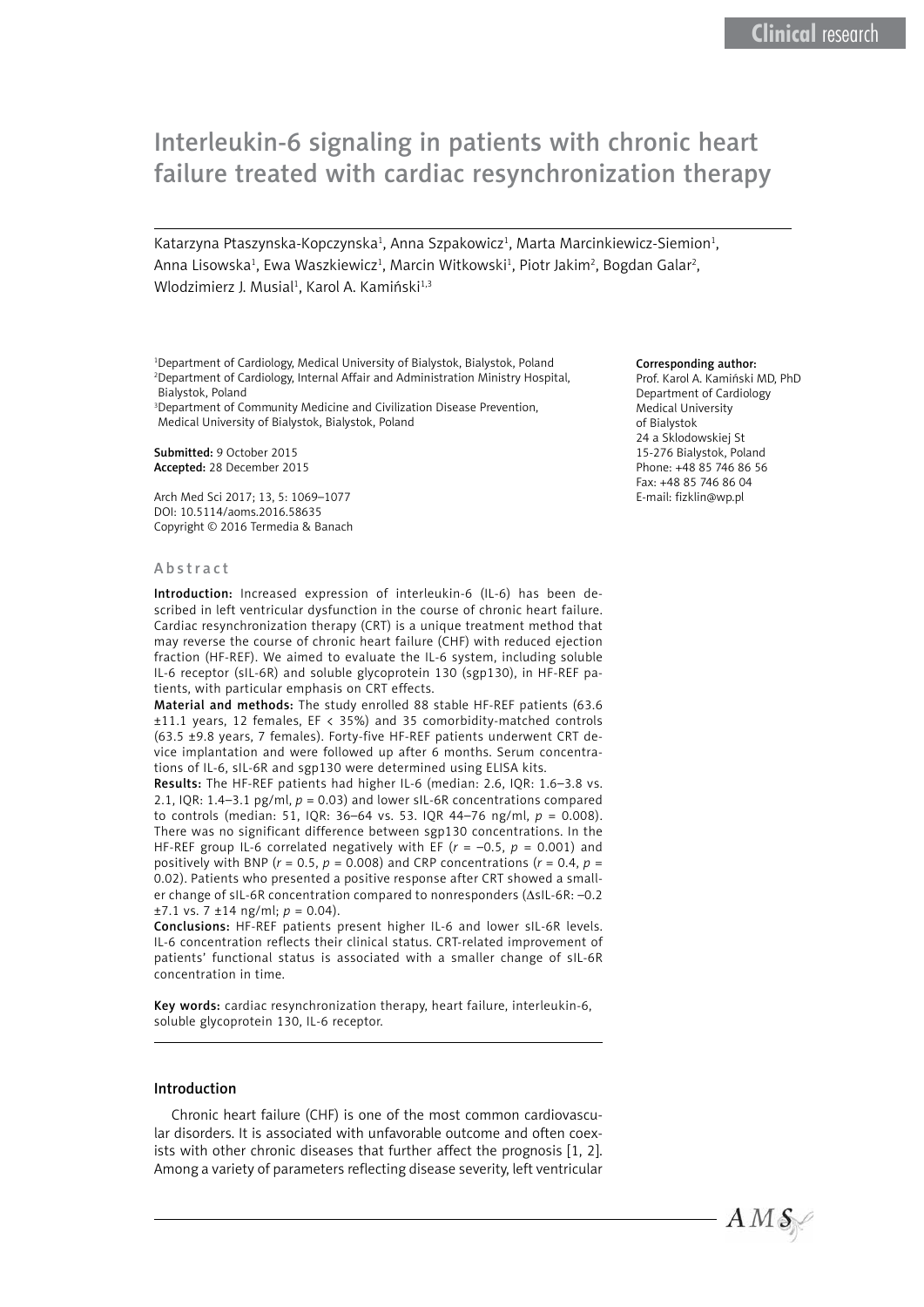# Interleukin-6 signaling in patients with chronic heart failure treated with cardiac resynchronization therapy

Katarzyna Ptaszynska-Kopczynska[1], Anna Szpakowicz[1], Marta Marcinkiewicz-Siemion[1], Anna Lisowska[1], Ewa Waszkiewicz[1], Marcin Witkowski[1], Piotr Jakim[2], Bogdan Galar[2], Wlodzimierz J. Musial[1], Karol A. Kamiński[1,3]

[1]Department of Cardiology, Medical University of Bialystok, Bialystok, Poland
[2]Department of Cardiology, Internal Affair and Administration Ministry Hospital, Bialystok, Poland
[3]Department of Community Medicine and Civilization Disease Prevention, Medical University of Bialystok, Bialystok, Poland

**Submitted:** 9 October 2015
**Accepted:** 28 December 2015

Arch Med Sci 2017; 13, 5: 1069–1077
DOI: 10.5114/aoms.2016.58635
Copyright © 2016 Termedia & Banach

**Corresponding author:**
Prof. Karol A. Kamiński MD, PhD
Department of Cardiology
Medical University
of Bialystok
24 a Sklodowskiej St
15-276 Bialystok, Poland
Phone: +48 85 746 86 56
Fax: +48 85 746 86 04
E-mail: fizklin@wp.pl

## Abstract

**Introduction:** Increased expression of interleukin-6 (IL-6) has been described in left ventricular dysfunction in the course of chronic heart failure. Cardiac resynchronization therapy (CRT) is a unique treatment method that may reverse the course of chronic heart failure (CHF) with reduced ejection fraction (HF-REF). We aimed to evaluate the IL-6 system, including soluble IL-6 receptor (sIL-6R) and soluble glycoprotein 130 (sgp130), in HF-REF patients, with particular emphasis on CRT effects.

**Material and methods:** The study enrolled 88 stable HF-REF patients (63.6 ±11.1 years, 12 females, EF < 35%) and 35 comorbidity-matched controls (63.5 ±9.8 years, 7 females). Forty-five HF-REF patients underwent CRT device implantation and were followed up after 6 months. Serum concentrations of IL-6, sIL-6R and sgp130 were determined using ELISA kits.

**Results:** The HF-REF patients had higher IL-6 (median: 2.6, IQR: 1.6–3.8 vs. 2.1, IQR: 1.4–3.1 pg/ml, $p = 0.03$) and lower sIL-6R concentrations compared to controls (median: 51, IQR: 36–64 vs. 53. IQR 44–76 ng/ml, $p = 0.008$). There was no significant difference between sgp130 concentrations. In the HF-REF group IL-6 correlated negatively with EF ($r = -0.5$, $p = 0.001$) and positively with BNP ($r = 0.5$, $p = 0.008$) and CRP concentrations ($r = 0.4$, $p = 0.02$). Patients who presented a positive response after CRT showed a smaller change of sIL-6R concentration compared to nonresponders (ΔsIL-6R: –0.2 ±7.1 vs. 7 ±14 ng/ml; $p = 0.04$).

**Conclusions:** HF-REF patients present higher IL-6 and lower sIL-6R levels. IL-6 concentration reflects their clinical status. CRT-related improvement of patients' functional status is associated with a smaller change of sIL-6R concentration in time.

**Key words:** cardiac resynchronization therapy, heart failure, interleukin-6, soluble glycoprotein 130, IL-6 receptor.

## Introduction

Chronic heart failure (CHF) is one of the most common cardiovascular disorders. It is associated with unfavorable outcome and often coexists with other chronic diseases that further affect the prognosis [1, 2]. Among a variety of parameters reflecting disease severity, left ventricular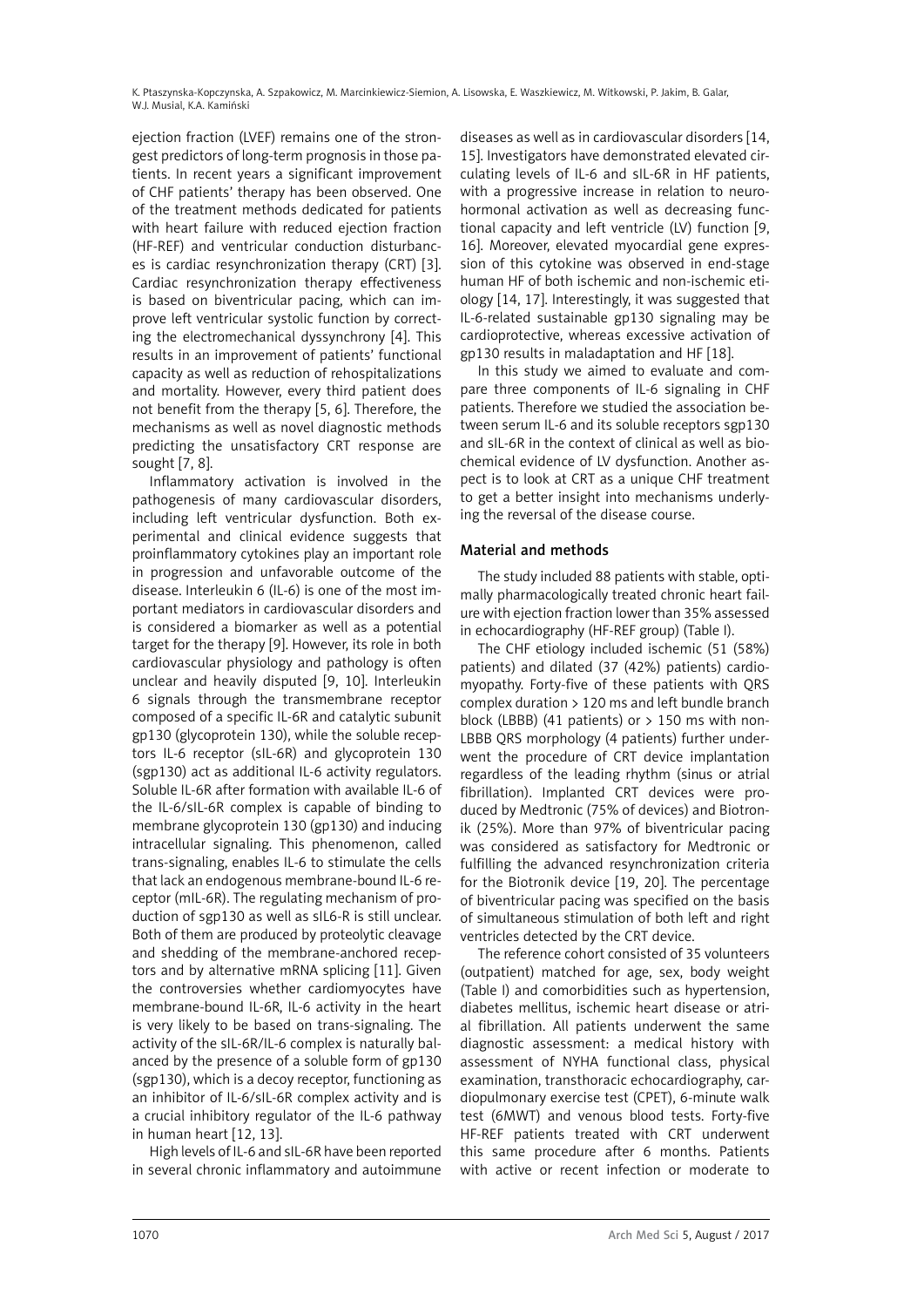ejection fraction (LVEF) remains one of the strongest predictors of long-term prognosis in those patients. In recent years a significant improvement of CHF patients' therapy has been observed. One of the treatment methods dedicated for patients with heart failure with reduced ejection fraction (HF-REF) and ventricular conduction disturbances is cardiac resynchronization therapy (CRT) [3]. Cardiac resynchronization therapy effectiveness is based on biventricular pacing, which can improve left ventricular systolic function by correcting the electromechanical dyssynchrony [4]. This results in an improvement of patients' functional capacity as well as reduction of rehospitalizations and mortality. However, every third patient does not benefit from the therapy [5, 6]. Therefore, the mechanisms as well as novel diagnostic methods predicting the unsatisfactory CRT response are sought [7, 8].

Inflammatory activation is involved in the pathogenesis of many cardiovascular disorders, including left ventricular dysfunction. Both experimental and clinical evidence suggests that proinflammatory cytokines play an important role in progression and unfavorable outcome of the disease. Interleukin 6 (IL-6) is one of the most important mediators in cardiovascular disorders and is considered a biomarker as well as a potential target for the therapy [9]. However, its role in both cardiovascular physiology and pathology is often unclear and heavily disputed [9, 10]. Interleukin 6 signals through the transmembrane receptor composed of a specific IL-6R and catalytic subunit gp130 (glycoprotein 130), while the soluble receptors IL-6 receptor (sIL-6R) and glycoprotein 130 (sgp130) act as additional IL-6 activity regulators. Soluble IL-6R after formation with available IL-6 of the IL-6/sIL-6R complex is capable of binding to membrane glycoprotein 130 (gp130) and inducing intracellular signaling. This phenomenon, called trans-signaling, enables IL-6 to stimulate the cells that lack an endogenous membrane-bound IL-6 receptor (mIL-6R). The regulating mechanism of production of sgp130 as well as sIL6-R is still unclear. Both of them are produced by proteolytic cleavage and shedding of the membrane-anchored receptors and by alternative mRNA splicing [11]. Given the controversies whether cardiomyocytes have membrane-bound IL-6R, IL-6 activity in the heart is very likely to be based on trans-signaling. The activity of the sIL-6R/IL-6 complex is naturally balanced by the presence of a soluble form of gp130 (sgp130), which is a decoy receptor, functioning as an inhibitor of IL-6/sIL-6R complex activity and is a crucial inhibitory regulator of the IL-6 pathway in human heart [12, 13].

High levels of IL-6 and sIL-6R have been reported in several chronic inflammatory and autoimmune diseases as well as in cardiovascular disorders [14, 15]. Investigators have demonstrated elevated circulating levels of IL-6 and sIL-6R in HF patients, with a progressive increase in relation to neurohormonal activation as well as decreasing functional capacity and left ventricle (LV) function [9, 16]. Moreover, elevated myocardial gene expression of this cytokine was observed in end-stage human HF of both ischemic and non-ischemic etiology [14, 17]. Interestingly, it was suggested that IL-6-related sustainable gp130 signaling may be cardioprotective, whereas excessive activation of gp130 results in maladaptation and HF [18].

In this study we aimed to evaluate and compare three components of IL-6 signaling in CHF patients. Therefore we studied the association between serum IL-6 and its soluble receptors sgp130 and sIL-6R in the context of clinical as well as biochemical evidence of LV dysfunction. Another aspect is to look at CRT as a unique CHF treatment to get a better insight into mechanisms underlying the reversal of the disease course.

## Material and methods

The study included 88 patients with stable, optimally pharmacologically treated chronic heart failure with ejection fraction lower than 35% assessed in echocardiography (HF-REF group) (Table I).

The CHF etiology included ischemic (51 (58%) patients) and dilated (37 (42%) patients) cardiomyopathy. Forty-five of these patients with QRS complex duration > 120 ms and left bundle branch block (LBBB) (41 patients) or > 150 ms with non-LBBB QRS morphology (4 patients) further underwent the procedure of CRT device implantation regardless of the leading rhythm (sinus or atrial fibrillation). Implanted CRT devices were produced by Medtronic (75% of devices) and Biotronik (25%). More than 97% of biventricular pacing was considered as satisfactory for Medtronic or fulfilling the advanced resynchronization criteria for the Biotronik device [19, 20]. The percentage of biventricular pacing was specified on the basis of simultaneous stimulation of both left and right ventricles detected by the CRT device.

The reference cohort consisted of 35 volunteers (outpatient) matched for age, sex, body weight (Table I) and comorbidities such as hypertension, diabetes mellitus, ischemic heart disease or atrial fibrillation. All patients underwent the same diagnostic assessment: a medical history with assessment of NYHA functional class, physical examination, transthoracic echocardiography, cardiopulmonary exercise test (CPET), 6-minute walk test (6MWT) and venous blood tests. Forty-five HF-REF patients treated with CRT underwent this same procedure after 6 months. Patients with active or recent infection or moderate to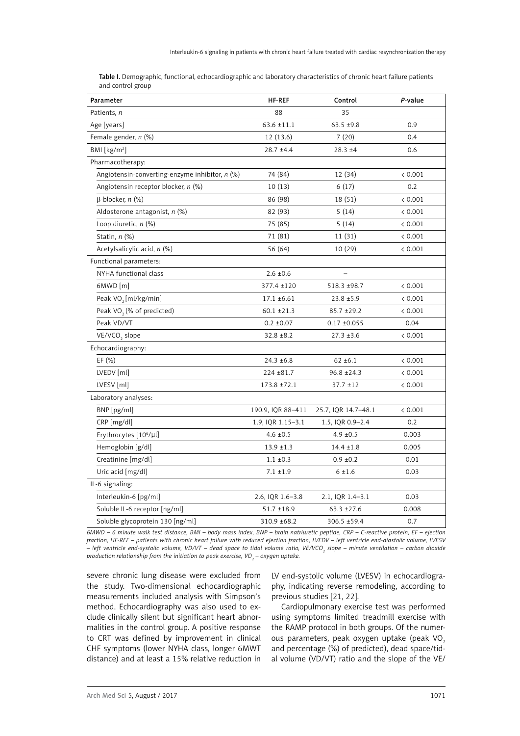**Table I.** Demographic, functional, echocardiographic and laboratory characteristics of chronic heart failure patients and control group

| Parameter | HF-REF | Control | *P*-value |
|---|---|---|---|
| Patients, *n* | 88 | 35 | |
| Age [years] | 63.6 ±11.1 | 63.5 ±9.8 | 0.9 |
| Female gender, *n* (%) | 12 (13.6) | 7 (20) | 0.4 |
| BMI [kg/m$^2$] | 28.7 ±4.4 | 28.3 ±4 | 0.6 |
| Pharmacotherapy: | | | |
| Angiotensin-converting-enzyme inhibitor, *n* (%) | 74 (84) | 12 (34) | < 0.001 |
| Angiotensin receptor blocker, *n* (%) | 10 (13) | 6 (17) | 0.2 |
| β-blocker, *n* (%) | 86 (98) | 18 (51) | < 0.001 |
| Aldosterone antagonist, *n* (%) | 82 (93) | 5 (14) | < 0.001 |
| Loop diuretic, *n* (%) | 75 (85) | 5 (14) | < 0.001 |
| Statin, *n* (%) | 71 (81) | 11 (31) | < 0.001 |
| Acetylsalicylic acid, *n* (%) | 56 (64) | 10 (29) | < 0.001 |
| Functional parameters: | | | |
| NYHA functional class | 2.6 ±0.6 | – | |
| 6MWD [m] | 377.4 ±120 | 518.3 ±98.7 | < 0.001 |
| Peak $VO_2$ [ml/kg/min] | 17.1 ±6.61 | 23.8 ±5.9 | < 0.001 |
| Peak $VO_2$ (% of predicted) | 60.1 ±21.3 | 85.7 ±29.2 | < 0.001 |
| Peak VD/VT | 0.2 ±0.07 | 0.17 ±0.055 | 0.04 |
| $VE/VCO_2$ slope | 32.8 ±8.2 | 27.3 ±3.6 | < 0.001 |
| Echocardiography: | | | |
| EF (%) | 24.3 ±6.8 | 62 ±6.1 | < 0.001 |
| LVEDV [ml] | 224 ±81.7 | 96.8 ±24.3 | < 0.001 |
| LVESV [ml] | 173.8 ±72.1 | 37.7 ±12 | < 0.001 |
| Laboratory analyses: | | | |
| BNP [pg/ml] | 190.9, IQR 88–411 | 25.7, IQR 14.7–48.1 | < 0.001 |
| CRP [mg/dl] | 1.9, IQR 1.15–3.1 | 1.5, IQR 0.9–2.4 | 0.2 |
| Erythrocytes [$10^6$/μl] | 4.6 ±0.5 | 4.9 ±0.5 | 0.003 |
| Hemoglobin [g/dl] | 13.9 ±1.3 | 14.4 ±1.8 | 0.005 |
| Creatinine [mg/dl] | 1.1 ±0.3 | 0.9 ±0.2 | 0.01 |
| Uric acid [mg/dl] | 7.1 ±1.9 | 6 ±1.6 | 0.03 |
| IL-6 signaling: | | | |
| Interleukin-6 [pg/ml] | 2.6, IQR 1.6–3.8 | 2.1, IQR 1.4–3.1 | 0.03 |
| Soluble IL-6 receptor [ng/ml] | 51.7 ±18.9 | 63.3 ±27.6 | 0.008 |
| Soluble glycoprotein 130 [ng/ml] | 310.9 ±68.2 | 306.5 ±59.4 | 0.7 |

*6MWD – 6 minute walk test distance, BMI – body mass index, BNP – brain natriuretic peptide, CRP – C-reactive protein, EF – ejection fraction, HF-REF – patients with chronic heart failure with reduced ejection fraction, LVEDV – left ventricle end-diastolic volume, LVESV – left ventricle end-systolic volume, VD/VT – dead space to tidal volume ratio, $VE/VCO_2$ slope – minute ventilation – carbon dioxide production relationship from the initiation to peak exercise, $VO_2$ – oxygen uptake.*

severe chronic lung disease were excluded from the study. Two-dimensional echocardiographic measurements included analysis with Simpson's method. Echocardiography was also used to exclude clinically silent but significant heart abnormalities in the control group. A positive response to CRT was defined by improvement in clinical CHF symptoms (lower NYHA class, longer 6MWT distance) and at least a 15% relative reduction in LV end-systolic volume (LVESV) in echocardiography, indicating reverse remodeling, according to previous studies [21, 22].

Cardiopulmonary exercise test was performed using symptoms limited treadmill exercise with the RAMP protocol in both groups. Of the numerous parameters, peak oxygen uptake (peak $VO_2$ and percentage (%) of predicted), dead space/tidal volume (VD/VT) ratio and the slope of the VE/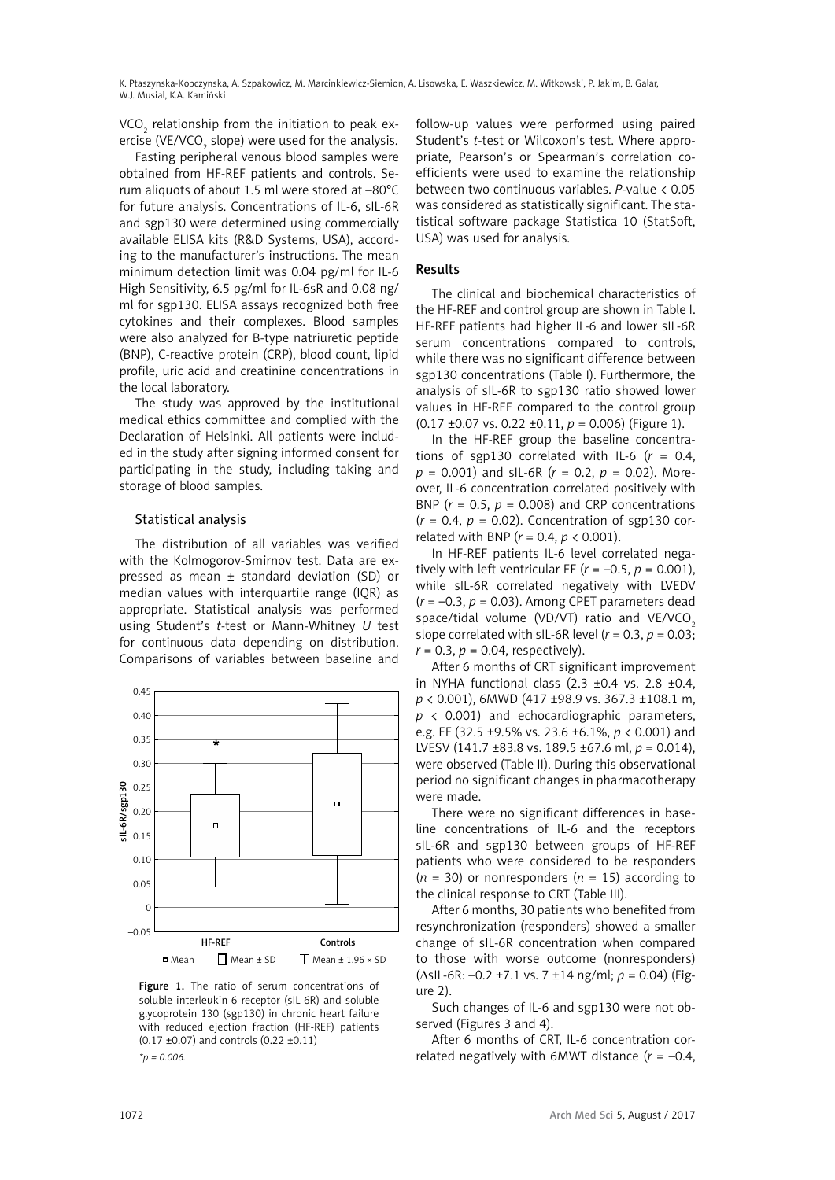$VCO_2$ relationship from the initiation to peak exercise ($VE/VCO_2$ slope) were used for the analysis.

Fasting peripheral venous blood samples were obtained from HF-REF patients and controls. Serum aliquots of about 1.5 ml were stored at –80°C for future analysis. Concentrations of IL-6, sIL-6R and sgp130 were determined using commercially available ELISA kits (R&D Systems, USA), according to the manufacturer's instructions. The mean minimum detection limit was 0.04 pg/ml for IL-6 High Sensitivity, 6.5 pg/ml for IL-6sR and 0.08 ng/ml for sgp130. ELISA assays recognized both free cytokines and their complexes. Blood samples were also analyzed for B-type natriuretic peptide (BNP), C-reactive protein (CRP), blood count, lipid profile, uric acid and creatinine concentrations in the local laboratory.

The study was approved by the institutional medical ethics committee and complied with the Declaration of Helsinki. All patients were included in the study after signing informed consent for participating in the study, including taking and storage of blood samples.

### Statistical analysis

The distribution of all variables was verified with the Kolmogorov-Smirnov test. Data are expressed as mean ± standard deviation (SD) or median values with interquartile range (IQR) as appropriate. Statistical analysis was performed using Student's *t*-test or Mann-Whitney *U* test for continuous data depending on distribution. Comparisons of variables between baseline and follow-up values were performed using paired Student's *t*-test or Wilcoxon's test. Where appropriate, Pearson's or Spearman's correlation coefficients were used to examine the relationship between two continuous variables. *P*-value $< 0.05$ was considered as statistically significant. The statistical software package Statistica 10 (StatSoft, USA) was used for analysis.

Figure 1. The ratio of serum concentrations of soluble interleukin-6 receptor (sIL-6R) and soluble glycoprotein 130 (sgp130) in chronic heart failure with reduced ejection fraction (HF-REF) patients (0.17 ±0.07) and controls (0.22 ±0.11)

*$p = 0.006$.

## Results

The clinical and biochemical characteristics of the HF-REF and control group are shown in Table I. HF-REF patients had higher IL-6 and lower sIL-6R serum concentrations compared to controls, while there was no significant difference between sgp130 concentrations (Table I). Furthermore, the analysis of sIL-6R to sgp130 ratio showed lower values in HF-REF compared to the control group (0.17 ±0.07 vs. 0.22 ±0.11, $p = 0.006$) (Figure 1).

In the HF-REF group the baseline concentrations of sgp130 correlated with IL-6 ($r = 0.4$, $p = 0.001$) and sIL-6R ($r = 0.2$, $p = 0.02$). Moreover, IL-6 concentration correlated positively with BNP ($r = 0.5$, $p = 0.008$) and CRP concentrations ($r = 0.4$, $p = 0.02$). Concentration of sgp130 correlated with BNP ($r = 0.4$, $p < 0.001$).

In HF-REF patients IL-6 level correlated negatively with left ventricular EF ($r = –0.5$, $p = 0.001$), while sIL-6R correlated negatively with LVEDV ($r = –0.3$, $p = 0.03$). Among CPET parameters dead space/tidal volume (VD/VT) ratio and $VE/VCO_2$ slope correlated with sIL-6R level ($r = 0.3$, $p = 0.03$; $r = 0.3$, $p = 0.04$, respectively).

After 6 months of CRT significant improvement in NYHA functional class (2.3 ±0.4 vs. 2.8 ±0.4, $p < 0.001$), 6MWD (417 ±98.9 vs. 367.3 ±108.1 m, $p < 0.001$) and echocardiographic parameters, e.g. EF (32.5 ±9.5% vs. 23.6 ±6.1%, $p < 0.001$) and LVESV (141.7 ±83.8 vs. 189.5 ±67.6 ml, $p = 0.014$), were observed (Table II). During this observational period no significant changes in pharmacotherapy were made.

There were no significant differences in baseline concentrations of IL-6 and the receptors sIL-6R and sgp130 between groups of HF-REF patients who were considered to be responders ($n = 30$) or nonresponders ($n = 15$) according to the clinical response to CRT (Table III).

After 6 months, 30 patients who benefited from resynchronization (responders) showed a smaller change of sIL-6R concentration when compared to those with worse outcome (nonresponders) (ΔsIL-6R: –0.2 ±7.1 vs. 7 ±14 ng/ml; $p = 0.04$) (Figure 2).

Such changes of IL-6 and sgp130 were not observed (Figures 3 and 4).

After 6 months of CRT, IL-6 concentration correlated negatively with 6MWT distance ($r = –0.4$,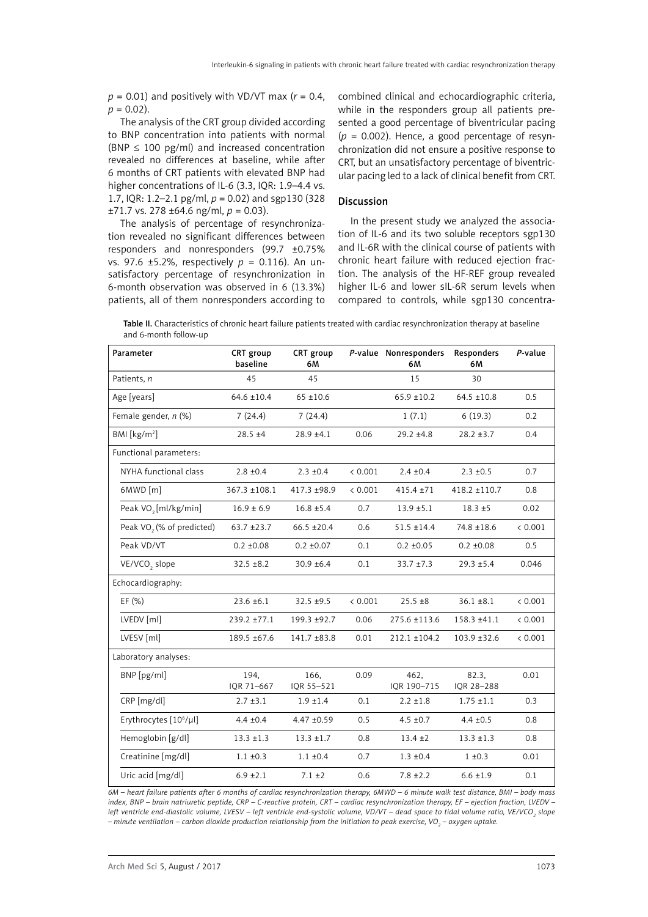$p$ = 0.01) and positively with VD/VT max ($r$ = 0.4, $p$ = 0.02).

The analysis of the CRT group divided according to BNP concentration into patients with normal (BNP ≤ 100 pg/ml) and increased concentration revealed no differences at baseline, while after 6 months of CRT patients with elevated BNP had higher concentrations of IL-6 (3.3, IQR: 1.9–4.4 vs. 1.7, IQR: 1.2–2.1 pg/ml, $p$ = 0.02) and sgp130 (328 ±71.7 vs. 278 ±64.6 ng/ml, $p$ = 0.03).

The analysis of percentage of resynchronization revealed no significant differences between responders and nonresponders (99.7 ±0.75% vs. 97.6 ±5.2%, respectively $p$ = 0.116). An unsatisfactory percentage of resynchronization in 6-month observation was observed in 6 (13.3%) patients, all of them nonresponders according to combined clinical and echocardiographic criteria, while in the responders group all patients presented a good percentage of biventricular pacing ($p$ = 0.002). Hence, a good percentage of resynchronization did not ensure a positive response to CRT, but an unsatisfactory percentage of biventricular pacing led to a lack of clinical benefit from CRT.

## Discussion

In the present study we analyzed the association of IL-6 and its two soluble receptors sgp130 and IL-6R with the clinical course of patients with chronic heart failure with reduced ejection fraction. The analysis of the HF-REF group revealed higher IL-6 and lower sIL-6R serum levels when compared to controls, while sgp130 concentra-

**Table II.** Characteristics of chronic heart failure patients treated with cardiac resynchronization therapy at baseline and 6-month follow-up

| Parameter | CRT group baseline | CRT group 6M | *P*-value | Nonresponders 6M | Responders 6M | *P*-value |
|---|---|---|---|---|---|---|
| Patients, *n* | 45 | 45 | | 15 | 30 | |
| Age [years] | 64.6 ±10.4 | 65 ±10.6 | | 65.9 ±10.2 | 64.5 ±10.8 | 0.5 |
| Female gender, *n* (%) | 7 (24.4) | 7 (24.4) | | 1 (7.1) | 6 (19.3) | 0.2 |
| BMI [kg/m$^2$] | 28.5 ±4 | 28.9 ±4.1 | 0.06 | 29.2 ±4.8 | 28.2 ±3.7 | 0.4 |
| Functional parameters: | | | | | | |
| NYHA functional class | 2.8 ±0.4 | 2.3 ±0.4 | < 0.001 | 2.4 ±0.4 | 2.3 ±0.5 | 0.7 |
| 6MWD [m] | 367.3 ±108.1 | 417.3 ±98.9 | < 0.001 | 415.4 ±71 | 418.2 ±110.7 | 0.8 |
| Peak $VO_2$ [ml/kg/min] | 16.9 ± 6.9 | 16.8 ±5.4 | 0.7 | 13.9 ±5.1 | 18.3 ±5 | 0.02 |
| Peak $VO_2$ (% of predicted) | 63.7 ±23.7 | 66.5 ±20.4 | 0.6 | 51.5 ±14.4 | 74.8 ±18.6 | < 0.001 |
| Peak VD/VT | 0.2 ±0.08 | 0.2 ±0.07 | 0.1 | 0.2 ±0.05 | 0.2 ±0.08 | 0.5 |
| VE/$VCO_2$ slope | 32.5 ±8.2 | 30.9 ±6.4 | 0.1 | 33.7 ±7.3 | 29.3 ±5.4 | 0.046 |
| Echocardiography: | | | | | | |
| EF (%) | 23.6 ±6.1 | 32.5 ±9.5 | < 0.001 | 25.5 ±8 | 36.1 ±8.1 | < 0.001 |
| LVEDV [ml] | 239.2 ±77.1 | 199.3 ±92.7 | 0.06 | 275.6 ±113.6 | 158.3 ±41.1 | < 0.001 |
| LVESV [ml] | 189.5 ±67.6 | 141.7 ±83.8 | 0.01 | 212.1 ±104.2 | 103.9 ±32.6 | < 0.001 |
| Laboratory analyses: | | | | | | |
| BNP [pg/ml] | 194, IQR 71–667 | 166, IQR 55–521 | 0.09 | 462, IQR 190–715 | 82.3, IQR 28–288 | 0.01 |
| CRP [mg/dl] | 2.7 ±3.1 | 1.9 ±1.4 | 0.1 | 2.2 ±1.8 | 1.75 ±1.1 | 0.3 |
| Erythrocytes [10$^6$/µl] | 4.4 ±0.4 | 4.47 ±0.59 | 0.5 | 4.5 ±0.7 | 4.4 ±0.5 | 0.8 |
| Hemoglobin [g/dl] | 13.3 ±1.3 | 13.3 ±1.7 | 0.8 | 13.4 ±2 | 13.3 ±1.3 | 0.8 |
| Creatinine [mg/dl] | 1.1 ±0.3 | 1.1 ±0.4 | 0.7 | 1.3 ±0.4 | 1 ±0.3 | 0.01 |
| Uric acid [mg/dl] | 6.9 ±2.1 | 7.1 ±2 | 0.6 | 7.8 ±2.2 | 6.6 ±1.9 | 0.1 |

*6M – heart failure patients after 6 months of cardiac resynchronization therapy, 6MWD – 6 minute walk test distance, BMI – body mass index, BNP – brain natriuretic peptide, CRP – C-reactive protein, CRT – cardiac resynchronization therapy, EF – ejection fraction, LVEDV – left ventricle end-diastolic volume, LVESV – left ventricle end-systolic volume, VD/VT – dead space to tidal volume ratio, VE/$VCO_2$ slope – minute ventilation – carbon dioxide production relationship from the initiation to peak exercise, $VO_2$ – oxygen uptake.*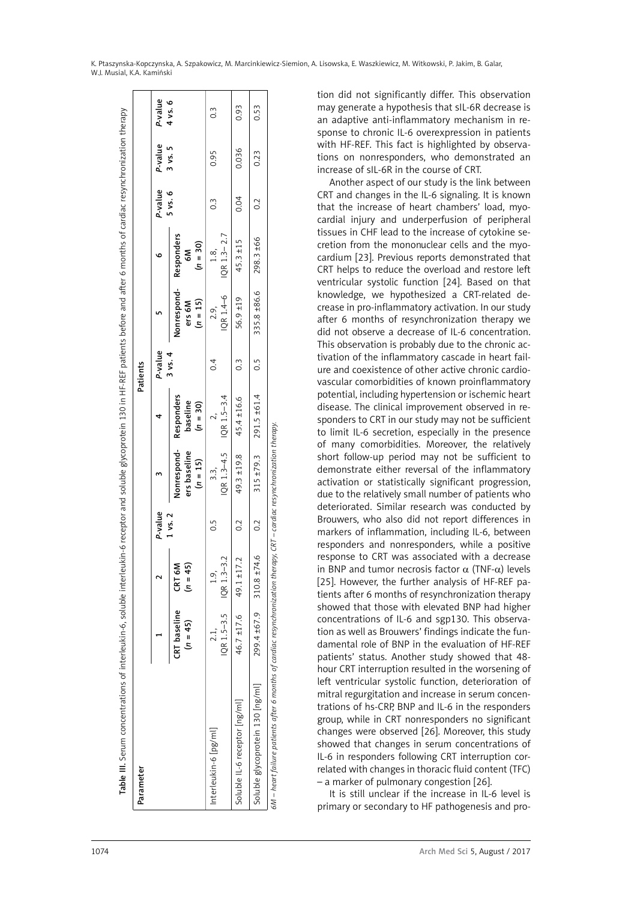Table III. Serum concentrations of interleukin-6, soluble interleukin-6 receptor and soluble glycoprotein 130 in HF-REF patients before and after 6 months of cardiac resynchronization therapy

| Parameter | Patients | | | | | | | | | | |
|---|---|---|---|---|---|---|---|---|---|---|---|
| | 1 | 2 | P-value 1 vs. 2 | 3 | 4 | P-value 3 vs. 4 | 5 | 6 | P-value 5 vs. 6 | P-value 3 vs. 5 | P-value 4 vs. 6 |
| | CRT baseline (n = 45) | CRT 6M (n = 45) | | Nonresponders baseline (n = 15) | Responders baseline (n = 30) | | Nonresponders 6M (n = 15) | Responders 6M (n = 30) | | | |
| Interleukin-6 [pg/ml] | 2.1, IQR 1.5–3.5 | 1.9, IQR 1.3–3.2 | 0.5 | 3.3, IQR 1.3–4.5 | 2, IQR 1.5–3.4 | 0.4 | 2.9, IQR 1.4–6 | 1.8, IQR 1.3– 2.7 | 0.3 | 0.95 | 0.3 |
| Soluble IL-6 receptor [ng/ml] | 46.7 ±17.6 | 49.1 ±17.2 | 0.2 | 49.3 ±19.8 | 45.4 ±16.6 | 0.3 | 56.9 ±19 | 45.3 ±15 | 0.04 | 0.036 | 0.93 |
| Soluble glycoprotein 130 [ng/ml] | 299.4 ±67.9 | 310.8 ±74.6 | 0.2 | 315 ±79.3 | 291.5 ±61.4 | 0.5 | 335.8 ±86.6 | 298.3 ±66 | 0.2 | 0.23 | 0.53 |

*6M – heart failure patients after 6 months of cardiac resynchronization therapy, CRT – cardiac resynchronization therapy.*

tion did not significantly differ. This observation may generate a hypothesis that sIL-6R decrease is an adaptive anti-inflammatory mechanism in response to chronic IL-6 overexpression in patients with HF-REF. This fact is highlighted by observations on nonresponders, who demonstrated an increase of sIL-6R in the course of CRT.

Another aspect of our study is the link between CRT and changes in the IL-6 signaling. It is known that the increase of heart chambers' load, myocardial injury and underperfusion of peripheral tissues in CHF lead to the increase of cytokine secretion from the mononuclear cells and the myocardium [23]. Previous reports demonstrated that CRT helps to reduce the overload and restore left ventricular systolic function [24]. Based on that knowledge, we hypothesized a CRT-related decrease in pro-inflammatory activation. In our study after 6 months of resynchronization therapy we did not observe a decrease of IL-6 concentration. This observation is probably due to the chronic activation of the inflammatory cascade in heart failure and coexistence of other active chronic cardiovascular comorbidities of known proinflammatory potential, including hypertension or ischemic heart disease. The clinical improvement observed in responders to CRT in our study may not be sufficient to limit IL-6 secretion, especially in the presence of many comorbidities. Moreover, the relatively short follow-up period may not be sufficient to demonstrate either reversal of the inflammatory activation or statistically significant progression, due to the relatively small number of patients who deteriorated. Similar research was conducted by Brouwers, who also did not report differences in markers of inflammation, including IL-6, between responders and nonresponders, while a positive response to CRT was associated with a decrease in BNP and tumor necrosis factor α (TNF-α) levels [25]. However, the further analysis of HF-REF patients after 6 months of resynchronization therapy showed that those with elevated BNP had higher concentrations of IL-6 and sgp130. This observation as well as Brouwers' findings indicate the fundamental role of BNP in the evaluation of HF-REF patients' status. Another study showed that 48-hour CRT interruption resulted in the worsening of left ventricular systolic function, deterioration of mitral regurgitation and increase in serum concentrations of hs-CRP, BNP and IL-6 in the responders group, while in CRT nonresponders no significant changes were observed [26]. Moreover, this study showed that changes in serum concentrations of IL-6 in responders following CRT interruption correlated with changes in thoracic fluid content (TFC) – a marker of pulmonary congestion [26].

It is still unclear if the increase in IL-6 level is primary or secondary to HF pathogenesis and pro-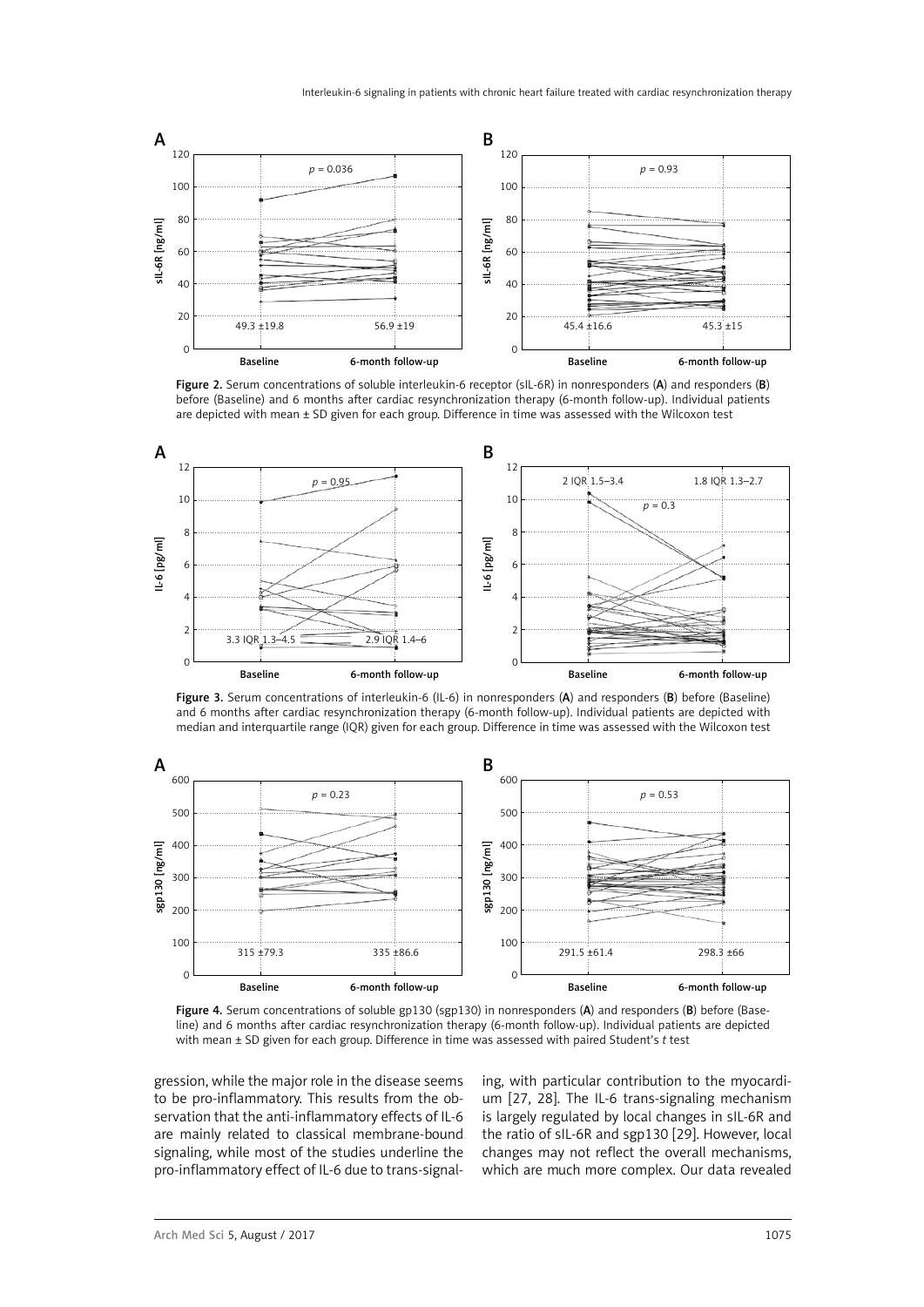Figure 2. Serum concentrations of soluble interleukin-6 receptor (sIL-6R) in nonresponders (**A**) and responders (**B**) before (Baseline) and 6 months after cardiac resynchronization therapy (6-month follow-up). Individual patients are depicted with mean ± SD given for each group. Difference in time was assessed with the Wilcoxon test

Figure 3. Serum concentrations of interleukin-6 (IL-6) in nonresponders (**A**) and responders (**B**) before (Baseline) and 6 months after cardiac resynchronization therapy (6-month follow-up). Individual patients are depicted with median and interquartile range (IQR) given for each group. Difference in time was assessed with the Wilcoxon test

Figure 4. Serum concentrations of soluble gp130 (sgp130) in nonresponders (**A**) and responders (**B**) before (Baseline) and 6 months after cardiac resynchronization therapy (6-month follow-up). Individual patients are depicted with mean ± SD given for each group. Difference in time was assessed with paired Student's *t* test

gression, while the major role in the disease seems to be pro-inflammatory. This results from the observation that the anti-inflammatory effects of IL-6 are mainly related to classical membrane-bound signaling, while most of the studies underline the pro-inflammatory effect of IL-6 due to trans-signaling, with particular contribution to the myocardium [27, 28]. The IL-6 trans-signaling mechanism is largely regulated by local changes in sIL-6R and the ratio of sIL-6R and sgp130 [29]. However, local changes may not reflect the overall mechanisms, which are much more complex. Our data revealed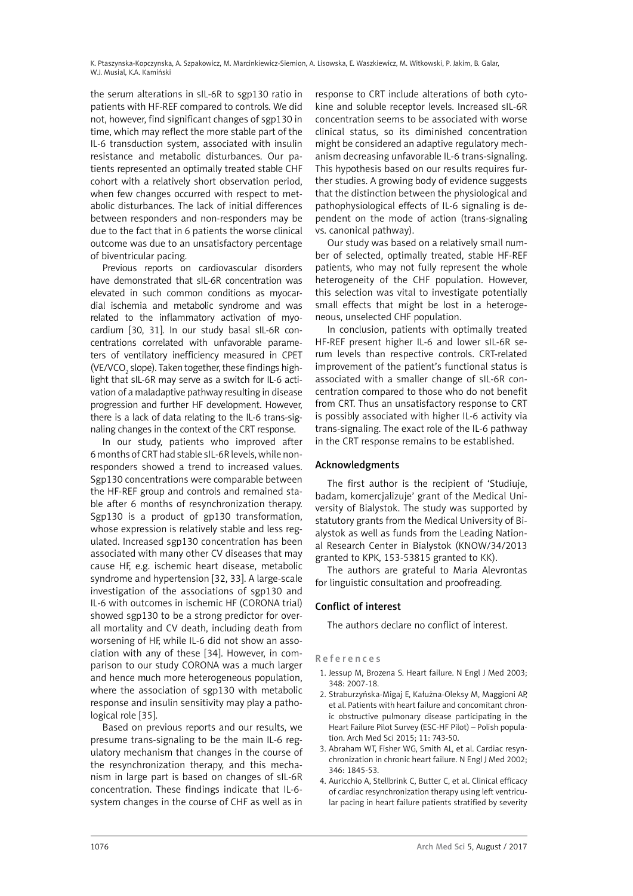the serum alterations in sIL-6R to sgp130 ratio in patients with HF-REF compared to controls. We did not, however, find significant changes of sgp130 in time, which may reflect the more stable part of the IL-6 transduction system, associated with insulin resistance and metabolic disturbances. Our patients represented an optimally treated stable CHF cohort with a relatively short observation period, when few changes occurred with respect to metabolic disturbances. The lack of initial differences between responders and non-responders may be due to the fact that in 6 patients the worse clinical outcome was due to an unsatisfactory percentage of biventricular pacing.

Previous reports on cardiovascular disorders have demonstrated that sIL-6R concentration was elevated in such common conditions as myocardial ischemia and metabolic syndrome and was related to the inflammatory activation of myocardium [30, 31]. In our study basal sIL-6R concentrations correlated with unfavorable parameters of ventilatory inefficiency measured in CPET (VE/$VCO_2$ slope). Taken together, these findings highlight that sIL-6R may serve as a switch for IL-6 activation of a maladaptive pathway resulting in disease progression and further HF development. However, there is a lack of data relating to the IL-6 trans-signaling changes in the context of the CRT response.

In our study, patients who improved after 6 months of CRT had stable sIL-6R levels, while non-responders showed a trend to increased values. Sgp130 concentrations were comparable between the HF-REF group and controls and remained stable after 6 months of resynchronization therapy. Sgp130 is a product of gp130 transformation, whose expression is relatively stable and less regulated. Increased sgp130 concentration has been associated with many other CV diseases that may cause HF, e.g. ischemic heart disease, metabolic syndrome and hypertension [32, 33]. A large-scale investigation of the associations of sgp130 and IL-6 with outcomes in ischemic HF (CORONA trial) showed sgp130 to be a strong predictor for overall mortality and CV death, including death from worsening of HF, while IL-6 did not show an association with any of these [34]. However, in comparison to our study CORONA was a much larger and hence much more heterogeneous population, where the association of sgp130 with metabolic response and insulin sensitivity may play a pathological role [35].

Based on previous reports and our results, we presume trans-signaling to be the main IL-6 regulatory mechanism that changes in the course of the resynchronization therapy, and this mechanism in large part is based on changes of sIL-6R concentration. These findings indicate that IL-6-system changes in the course of CHF as well as in response to CRT include alterations of both cytokine and soluble receptor levels. Increased sIL-6R concentration seems to be associated with worse clinical status, so its diminished concentration might be considered an adaptive regulatory mechanism decreasing unfavorable IL-6 trans-signaling. This hypothesis based on our results requires further studies. A growing body of evidence suggests that the distinction between the physiological and pathophysiological effects of IL-6 signaling is dependent on the mode of action (trans-signaling vs. canonical pathway).

Our study was based on a relatively small number of selected, optimally treated, stable HF-REF patients, who may not fully represent the whole heterogeneity of the CHF population. However, this selection was vital to investigate potentially small effects that might be lost in a heterogeneous, unselected CHF population.

In conclusion, patients with optimally treated HF-REF present higher IL-6 and lower sIL-6R serum levels than respective controls. CRT-related improvement of the patient's functional status is associated with a smaller change of sIL-6R concentration compared to those who do not benefit from CRT. Thus an unsatisfactory response to CRT is possibly associated with higher IL-6 activity via trans-signaling. The exact role of the IL-6 pathway in the CRT response remains to be established.

## Acknowledgments

The first author is the recipient of 'Studiuje, badam, komercjalizuje' grant of the Medical University of Bialystok. The study was supported by statutory grants from the Medical University of Bialystok as well as funds from the Leading National Research Center in Bialystok (KNOW/34/2013 granted to KPK, 153-53815 granted to KK).

The authors are grateful to Maria Alevrontas for linguistic consultation and proofreading.

## Conflict of interest

The authors declare no conflict of interest.

## References

1. Jessup M, Brozena S. Heart failure. N Engl J Med 2003; 348: 2007-18.
2. Straburzyńska-Migaj E, Kałużna-Oleksy M, Maggioni AP, et al. Patients with heart failure and concomitant chronic obstructive pulmonary disease participating in the Heart Failure Pilot Survey (ESC-HF Pilot) – Polish population. Arch Med Sci 2015; 11: 743-50.
3. Abraham WT, Fisher WG, Smith AL, et al. Cardiac resynchronization in chronic heart failure. N Engl J Med 2002; 346: 1845-53.
4. Auricchio A, Stellbrink C, Butter C, et al. Clinical efficacy of cardiac resynchronization therapy using left ventricular pacing in heart failure patients stratified by severity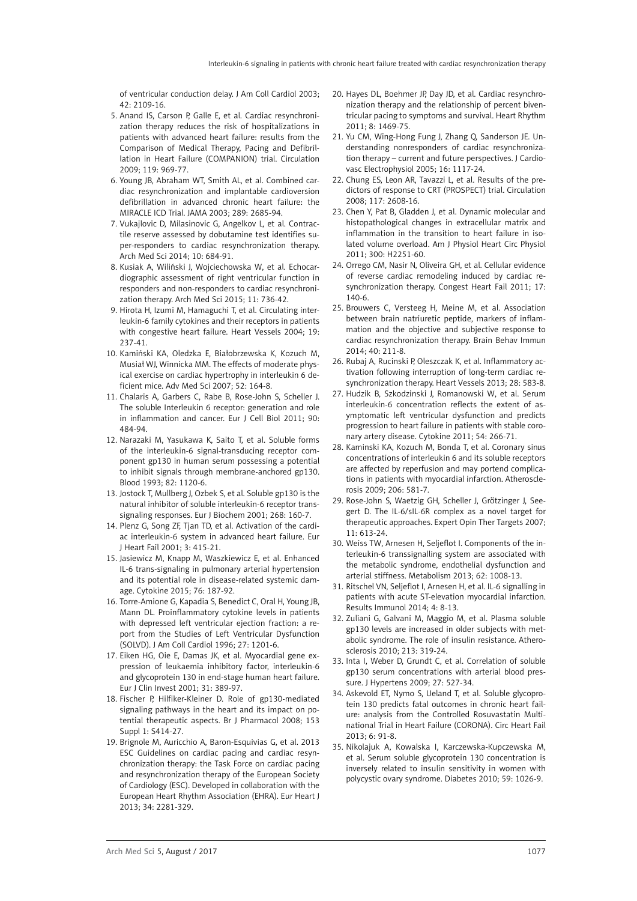of ventricular conduction delay. J Am Coll Cardiol 2003; 42: 2109-16.

5. Anand IS, Carson P, Galle E, et al. Cardiac resynchronization therapy reduces the risk of hospitalizations in patients with advanced heart failure: results from the Comparison of Medical Therapy, Pacing and Defibrillation in Heart Failure (COMPANION) trial. Circulation 2009; 119: 969-77.
6. Young JB, Abraham WT, Smith AL, et al. Combined cardiac resynchronization and implantable cardioversion defibrillation in advanced chronic heart failure: the MIRACLE ICD Trial. JAMA 2003; 289: 2685-94.
7. Vukajlovic D, Milasinovic G, Angelkov L, et al. Contractile reserve assessed by dobutamine test identifies super-responders to cardiac resynchronization therapy. Arch Med Sci 2014; 10: 684-91.
8. Kusiak A, Wiliński J, Wojciechowska W, et al. Echocardiographic assessment of right ventricular function in responders and non-responders to cardiac resynchronization therapy. Arch Med Sci 2015; 11: 736-42.
9. Hirota H, Izumi M, Hamaguchi T, et al. Circulating interleukin-6 family cytokines and their receptors in patients with congestive heart failure. Heart Vessels 2004; 19: 237-41.
10. Kamiński KA, Oledzka E, Białobrzewska K, Kozuch M, Musiał WJ, Winnicka MM. The effects of moderate physical exercise on cardiac hypertrophy in interleukin 6 deficient mice. Adv Med Sci 2007; 52: 164-8.
11. Chalaris A, Garbers C, Rabe B, Rose-John S, Scheller J. The soluble Interleukin 6 receptor: generation and role in inflammation and cancer. Eur J Cell Biol 2011; 90: 484-94.
12. Narazaki M, Yasukawa K, Saito T, et al. Soluble forms of the interleukin-6 signal-transducing receptor component gp130 in human serum possessing a potential to inhibit signals through membrane-anchored gp130. Blood 1993; 82: 1120-6.
13. Jostock T, Mullberg J, Ozbek S, et al. Soluble gp130 is the natural inhibitor of soluble interleukin-6 receptor transsignaling responses. Eur J Biochem 2001; 268: 160-7.
14. Plenz G, Song ZF, Tjan TD, et al. Activation of the cardiac interleukin-6 system in advanced heart failure. Eur J Heart Fail 2001; 3: 415-21.
15. Jasiewicz M, Knapp M, Waszkiewicz E, et al. Enhanced IL-6 trans-signaling in pulmonary arterial hypertension and its potential role in disease-related systemic damage. Cytokine 2015; 76: 187-92.
16. Torre-Amione G, Kapadia S, Benedict C, Oral H, Young JB, Mann DL. Proinflammatory cytokine levels in patients with depressed left ventricular ejection fraction: a report from the Studies of Left Ventricular Dysfunction (SOLVD). J Am Coll Cardiol 1996; 27: 1201-6.
17. Eiken HG, Oie E, Damas JK, et al. Myocardial gene expression of leukaemia inhibitory factor, interleukin-6 and glycoprotein 130 in end-stage human heart failure. Eur J Clin Invest 2001; 31: 389-97.
18. Fischer P, Hilfiker-Kleiner D. Role of gp130-mediated signaling pathways in the heart and its impact on potential therapeutic aspects. Br J Pharmacol 2008; 153 Suppl 1: S414-27.
19. Brignole M, Auricchio A, Baron-Esquivias G, et al. 2013 ESC Guidelines on cardiac pacing and cardiac resynchronization therapy: the Task Force on cardiac pacing and resynchronization therapy of the European Society of Cardiology (ESC). Developed in collaboration with the European Heart Rhythm Association (EHRA). Eur Heart J 2013; 34: 2281-329.
20. Hayes DL, Boehmer JP, Day JD, et al. Cardiac resynchronization therapy and the relationship of percent biventricular pacing to symptoms and survival. Heart Rhythm 2011; 8: 1469-75.
21. Yu CM, Wing-Hong Fung J, Zhang Q, Sanderson JE. Understanding nonresponders of cardiac resynchronization therapy – current and future perspectives. J Cardiovasc Electrophysiol 2005; 16: 1117-24.
22. Chung ES, Leon AR, Tavazzi L, et al. Results of the predictors of response to CRT (PROSPECT) trial. Circulation 2008; 117: 2608-16.
23. Chen Y, Pat B, Gladden J, et al. Dynamic molecular and histopathological changes in extracellular matrix and inflammation in the transition to heart failure in isolated volume overload. Am J Physiol Heart Circ Physiol 2011; 300: H2251-60.
24. Orrego CM, Nasir N, Oliveira GH, et al. Cellular evidence of reverse cardiac remodeling induced by cardiac resynchronization therapy. Congest Heart Fail 2011; 17: 140-6.
25. Brouwers C, Versteeg H, Meine M, et al. Association between brain natriuretic peptide, markers of inflammation and the objective and subjective response to cardiac resynchronization therapy. Brain Behav Immun 2014; 40: 211-8.
26. Rubaj A, Rucinski P, Oleszczak K, et al. Inflammatory activation following interruption of long-term cardiac resynchronization therapy. Heart Vessels 2013; 28: 583-8.
27. Hudzik B, Szkodzinski J, Romanowski W, et al. Serum interleukin-6 concentration reflects the extent of asymptomatic left ventricular dysfunction and predicts progression to heart failure in patients with stable coronary artery disease. Cytokine 2011; 54: 266-71.
28. Kaminski KA, Kozuch M, Bonda T, et al. Coronary sinus concentrations of interleukin 6 and its soluble receptors are affected by reperfusion and may portend complications in patients with myocardial infarction. Atherosclerosis 2009; 206: 581-7.
29. Rose-John S, Waetzig GH, Scheller J, Grötzinger J, Seegert D. The IL-6/sIL-6R complex as a novel target for therapeutic approaches. Expert Opin Ther Targets 2007; 11: 613-24.
30. Weiss TW, Arnesen H, Seljeflot I. Components of the interleukin-6 transsignalling system are associated with the metabolic syndrome, endothelial dysfunction and arterial stiffness. Metabolism 2013; 62: 1008-13.
31. Ritschel VN, Seljeflot I, Arnesen H, et al. IL-6 signalling in patients with acute ST-elevation myocardial infarction. Results Immunol 2014; 4: 8-13.
32. Zuliani G, Galvani M, Maggio M, et al. Plasma soluble gp130 levels are increased in older subjects with metabolic syndrome. The role of insulin resistance. Atherosclerosis 2010; 213: 319-24.
33. Inta I, Weber D, Grundt C, et al. Correlation of soluble gp130 serum concentrations with arterial blood pressure. J Hypertens 2009; 27: 527-34.
34. Askevold ET, Nymo S, Ueland T, et al. Soluble glycoprotein 130 predicts fatal outcomes in chronic heart failure: analysis from the Controlled Rosuvastatin Multinational Trial in Heart Failure (CORONA). Circ Heart Fail 2013; 6: 91-8.
35. Nikolajuk A, Kowalska I, Karczewska-Kupczewska M, et al. Serum soluble glycoprotein 130 concentration is inversely related to insulin sensitivity in women with polycystic ovary syndrome. Diabetes 2010; 59: 1026-9.